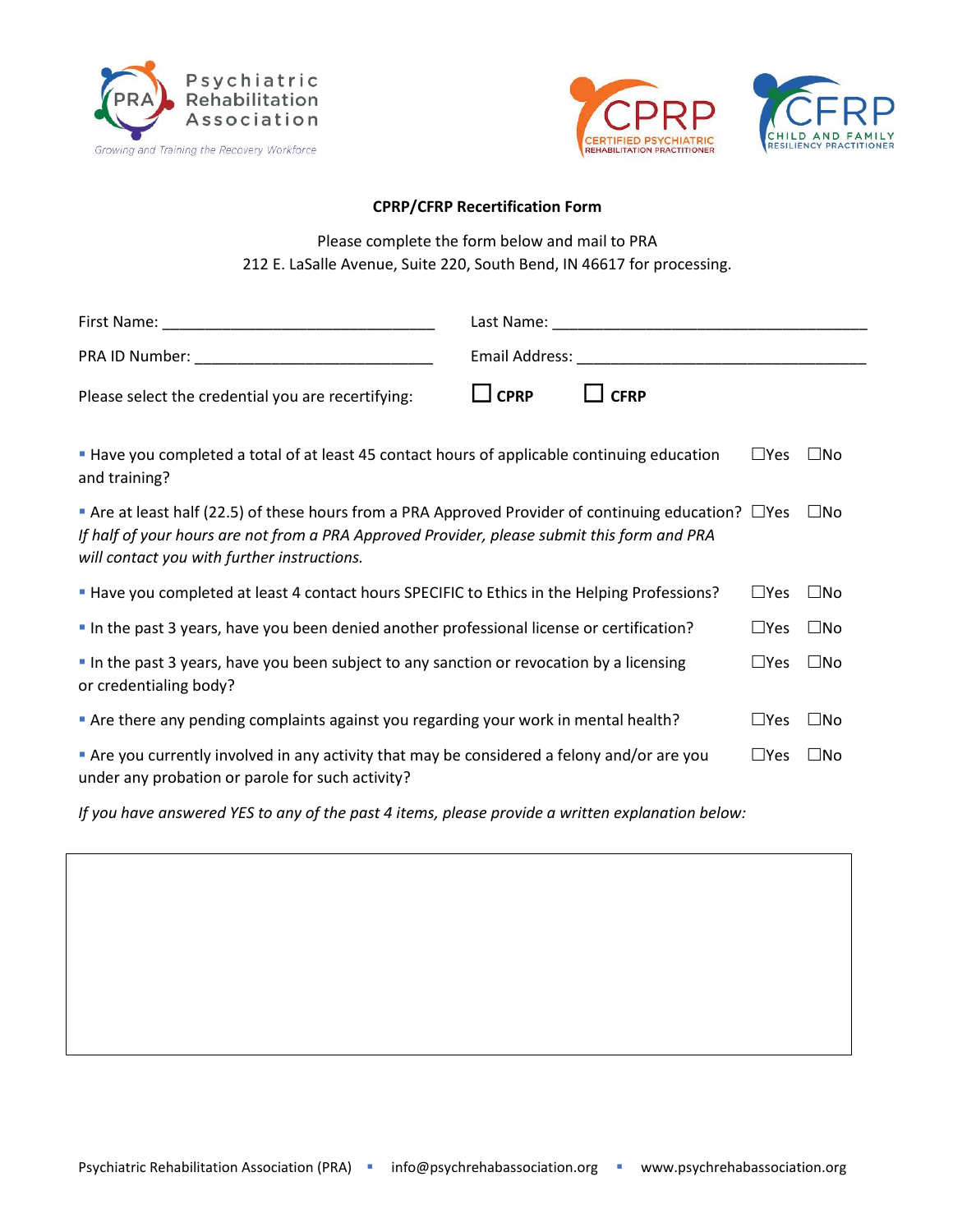Psychiatric Rehabilitation Association

*Growing and Training the Recovery Workforce*

CPRP CERTIFIED PSYCHIATRIC REHABILITATION PRACTITIONER

CFRP CHILD AND FAMILY RESILIENCY PRACTITIONER

**CPRP/CFRP Recertification Form**

Please complete the form below and mail to PRA
212 E. LaSalle Avenue, Suite 220, South Bend, IN 46617 for processing.

First Name: ______________________________ Last Name: ___________________________________

PRA ID Number: __________________________ Email Address: _______________________________

Please select the credential you are recertifying: ☐ **CPRP** ☐ **CFRP**

- Have you completed a total of at least 45 contact hours of applicable continuing education and training? ☐Yes ☐No
- Are at least half (22.5) of these hours from a PRA Approved Provider of continuing education? ☐Yes ☐No
  *If half of your hours are not from a PRA Approved Provider, please submit this form and PRA will contact you with further instructions.*
- Have you completed at least 4 contact hours SPECIFIC to Ethics in the Helping Professions? ☐Yes ☐No
- In the past 3 years, have you been denied another professional license or certification? ☐Yes ☐No
- In the past 3 years, have you been subject to any sanction or revocation by a licensing or credentialing body? ☐Yes ☐No
- Are there any pending complaints against you regarding your work in mental health? ☐Yes ☐No
- Are you currently involved in any activity that may be considered a felony and/or are you under any probation or parole for such activity? ☐Yes ☐No

*If you have answered YES to any of the past 4 items, please provide a written explanation below:*

| |
|---|
| |

Psychiatric Rehabilitation Association (PRA) ▪ info@psychrehabassociation.org ▪ www.psychrehabassociation.org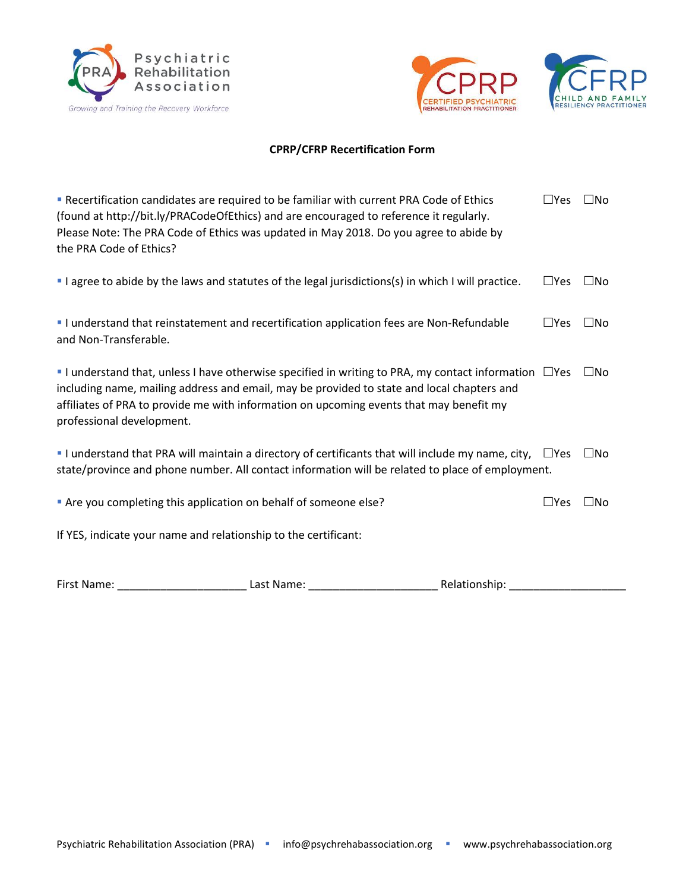Psychiatric Rehabilitation Association

*Growing and Training the Recovery Workforce*

CPRP CERTIFIED PSYCHIATRIC REHABILITATION PRACTITIONER

CFRP CHILD AND FAMILY RESILIENCY PRACTITIONER

**CPRP/CFRP Recertification Form**

- Recertification candidates are required to be familiar with current PRA Code of Ethics (found at http://bit.ly/PRACodeOfEthics) and are encouraged to reference it regularly. Please Note: The PRA Code of Ethics was updated in May 2018. Do you agree to abide by the PRA Code of Ethics? ☐Yes ☐No

- I agree to abide by the laws and statutes of the legal jurisdictions(s) in which I will practice. ☐Yes ☐No

- I understand that reinstatement and recertification application fees are Non-Refundable and Non-Transferable. ☐Yes ☐No

- I understand that, unless I have otherwise specified in writing to PRA, my contact information including name, mailing address and email, may be provided to state and local chapters and affiliates of PRA to provide me with information on upcoming events that may benefit my professional development. ☐Yes ☐No

- I understand that PRA will maintain a directory of certificants that will include my name, city, state/province and phone number. All contact information will be related to place of employment. ☐Yes ☐No

- Are you completing this application on behalf of someone else? ☐Yes ☐No

If YES, indicate your name and relationship to the certificant:

First Name: ____________________ Last Name: ____________________ Relationship: __________________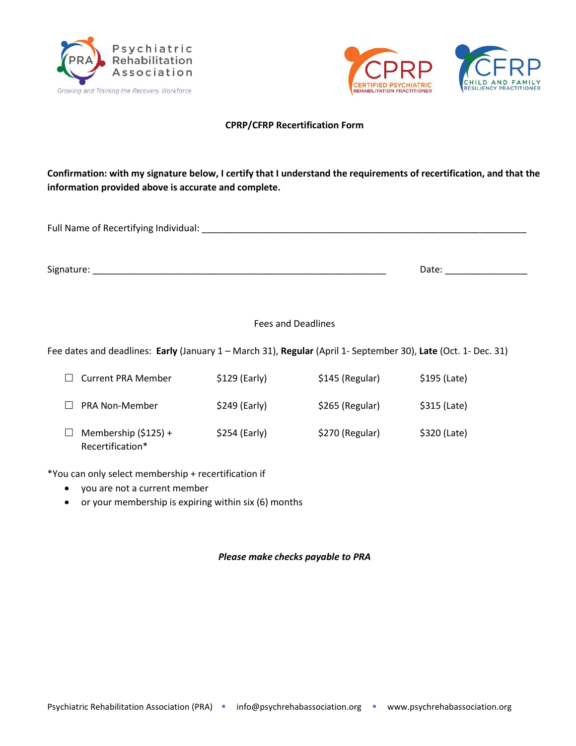Psychiatric Rehabilitation Association

*Growing and Training the Recovery Workforce*

CPRP CERTIFIED PSYCHIATRIC REHABILITATION PRACTITIONER

CFRP CHILD AND FAMILY RESILIENCY PRACTITIONER

**CPRP/CFRP Recertification Form**

**Confirmation: with my signature below, I certify that I understand the requirements of recertification, and that the information provided above is accurate and complete.**

Full Name of Recertifying Individual: ___________________________________________________________________

Signature: ___________________________________________________________ Date: ________________

Fees and Deadlines

Fee dates and deadlines: **Early** (January 1 – March 31), **Regular** (April 1- September 30), **Late** (Oct. 1- Dec. 31)

| | | | |
|---|---|---|---|
| ☐ Current PRA Member | $129 (Early) | $145 (Regular) | $195 (Late) |
| ☐ PRA Non-Member | $249 (Early) | $265 (Regular) | $315 (Late) |
| ☐ Membership ($125) + Recertification* | $254 (Early) | $270 (Regular) | $320 (Late) |

*You can only select membership + recertification if

- you are not a current member
- or your membership is expiring within six (6) months

***Please make checks payable to PRA***

Psychiatric Rehabilitation Association (PRA) ▪ info@psychrehabassociation.org ▪ www.psychrehabassociation.org